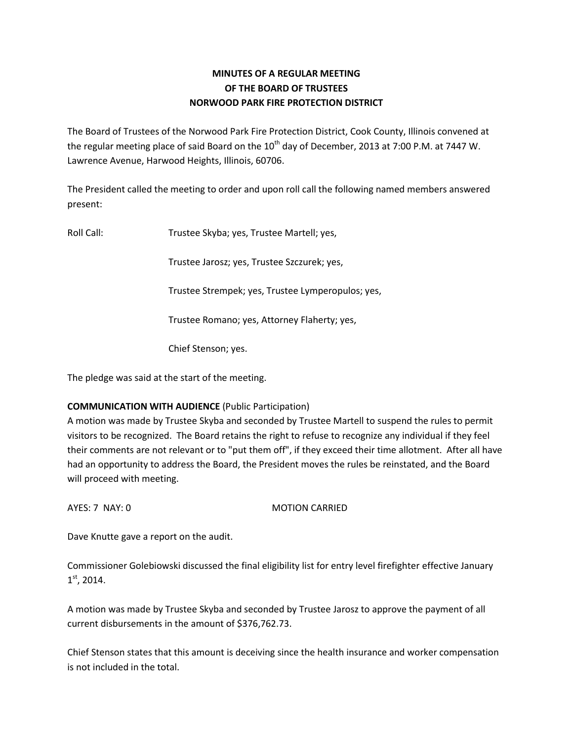# MINUTES OF A REGULAR MEETING
# OF THE BOARD OF TRUSTEES
# NORWOOD PARK FIRE PROTECTION DISTRICT

The Board of Trustees of the Norwood Park Fire Protection District, Cook County, Illinois convened at the regular meeting place of said Board on the 10th day of December, 2013 at 7:00 P.M. at 7447 W. Lawrence Avenue, Harwood Heights, Illinois, 60706.

The President called the meeting to order and upon roll call the following named members answered present:

Roll Call: Trustee Skyba; yes, Trustee Martell; yes,

Trustee Jarosz; yes, Trustee Szczurek; yes,

Trustee Strempek; yes, Trustee Lymperopulos; yes,

Trustee Romano; yes, Attorney Flaherty; yes,

Chief Stenson; yes.

The pledge was said at the start of the meeting.

**COMMUNICATION WITH AUDIENCE** (Public Participation)

A motion was made by Trustee Skyba and seconded by Trustee Martell to suspend the rules to permit visitors to be recognized. The Board retains the right to refuse to recognize any individual if they feel their comments are not relevant or to "put them off", if they exceed their time allotment. After all have had an opportunity to address the Board, the President moves the rules be reinstated, and the Board will proceed with meeting.

AYES: 7 NAY: 0 MOTION CARRIED

Dave Knutte gave a report on the audit.

Commissioner Golebiowski discussed the final eligibility list for entry level firefighter effective January 1st, 2014.

A motion was made by Trustee Skyba and seconded by Trustee Jarosz to approve the payment of all current disbursements in the amount of $376,762.73.

Chief Stenson states that this amount is deceiving since the health insurance and worker compensation is not included in the total.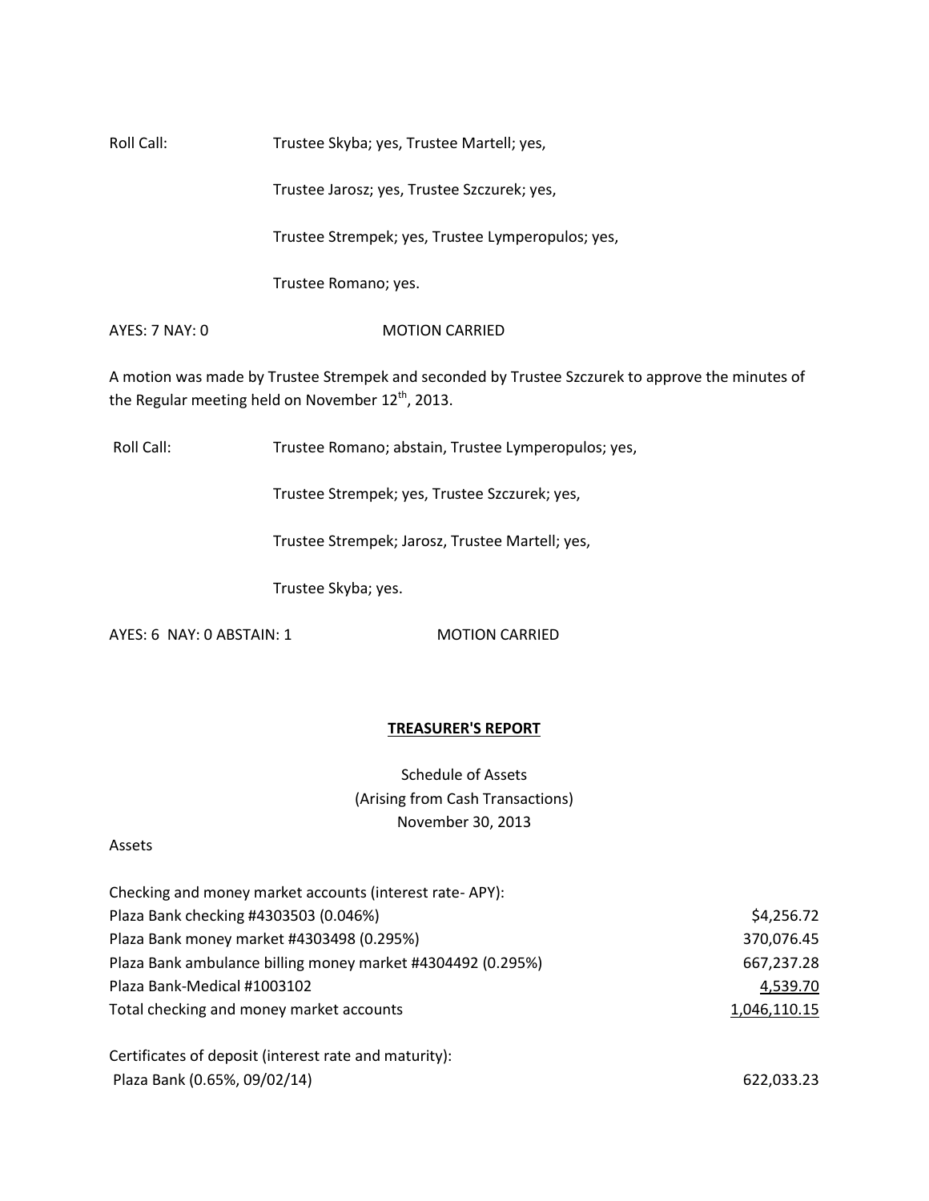Roll Call: Trustee Skyba; yes, Trustee Martell; yes,

Trustee Jarosz; yes, Trustee Szczurek; yes,

Trustee Strempek; yes, Trustee Lymperopulos; yes,

Trustee Romano; yes.

AYES: 7 NAY: 0 MOTION CARRIED

A motion was made by Trustee Strempek and seconded by Trustee Szczurek to approve the minutes of the Regular meeting held on November 12th, 2013.

Roll Call: Trustee Romano; abstain, Trustee Lymperopulos; yes,

Trustee Strempek; yes, Trustee Szczurek; yes,

Trustee Strempek; Jarosz, Trustee Martell; yes,

Trustee Skyba; yes.

AYES: 6 NAY: 0 ABSTAIN: 1 MOTION CARRIED

## TREASURER'S REPORT

Schedule of Assets
(Arising from Cash Transactions)
November 30, 2013

Assets

| | |
|---|---|
| Checking and money market accounts (interest rate- APY): | |
| Plaza Bank checking #4303503 (0.046%) | $4,256.72 |
| Plaza Bank money market #4303498 (0.295%) | 370,076.45 |
| Plaza Bank ambulance billing money market #4304492 (0.295%) | 667,237.28 |
| Plaza Bank-Medical #1003102 | 4,539.70 |
| Total checking and money market accounts | 1,046,110.15 |
| | |
| Certificates of deposit (interest rate and maturity): | |
| Plaza Bank (0.65%, 09/02/14) | 622,033.23 |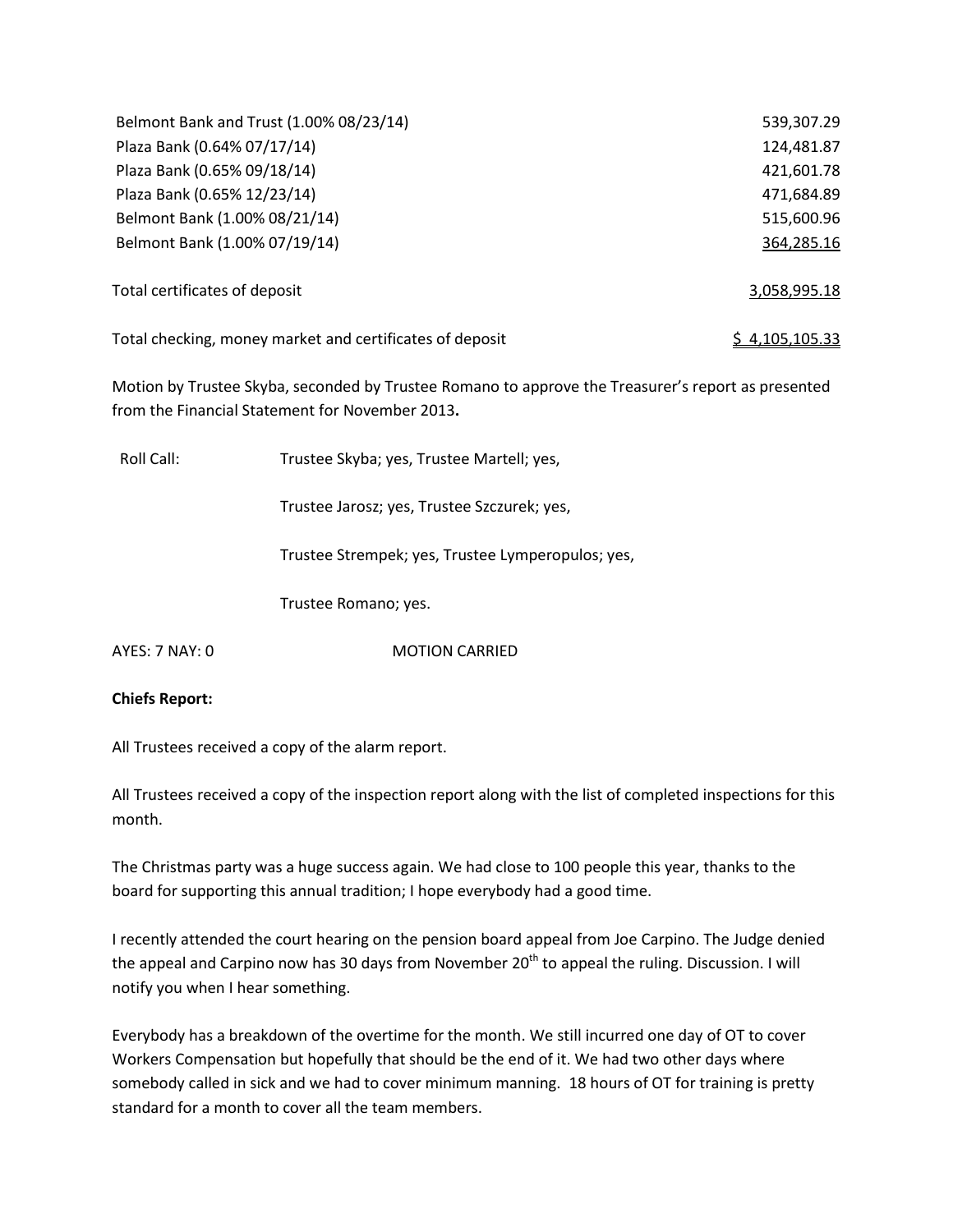| | |
|---|---|
| Belmont Bank and Trust (1.00% 08/23/14) | 539,307.29 |
| Plaza Bank (0.64% 07/17/14) | 124,481.87 |
| Plaza Bank (0.65% 09/18/14) | 421,601.78 |
| Plaza Bank (0.65% 12/23/14) | 471,684.89 |
| Belmont Bank (1.00% 08/21/14) | 515,600.96 |
| Belmont Bank (1.00% 07/19/14) | 364,285.16 |
| Total certificates of deposit | 3,058,995.18 |
| Total checking, money market and certificates of deposit | $ 4,105,105.33 |

Motion by Trustee Skyba, seconded by Trustee Romano to approve the Treasurer's report as presented from the Financial Statement for November 2013**.**

Roll Call: Trustee Skyba; yes, Trustee Martell; yes,

Trustee Jarosz; yes, Trustee Szczurek; yes,

Trustee Strempek; yes, Trustee Lymperopulos; yes,

Trustee Romano; yes.

AYES: 7 NAY: 0 MOTION CARRIED

**Chiefs Report:**

All Trustees received a copy of the alarm report.

All Trustees received a copy of the inspection report along with the list of completed inspections for this month.

The Christmas party was a huge success again. We had close to 100 people this year, thanks to the board for supporting this annual tradition; I hope everybody had a good time.

I recently attended the court hearing on the pension board appeal from Joe Carpino. The Judge denied the appeal and Carpino now has 30 days from November 20th to appeal the ruling. Discussion. I will notify you when I hear something.

Everybody has a breakdown of the overtime for the month. We still incurred one day of OT to cover Workers Compensation but hopefully that should be the end of it. We had two other days where somebody called in sick and we had to cover minimum manning. 18 hours of OT for training is pretty standard for a month to cover all the team members.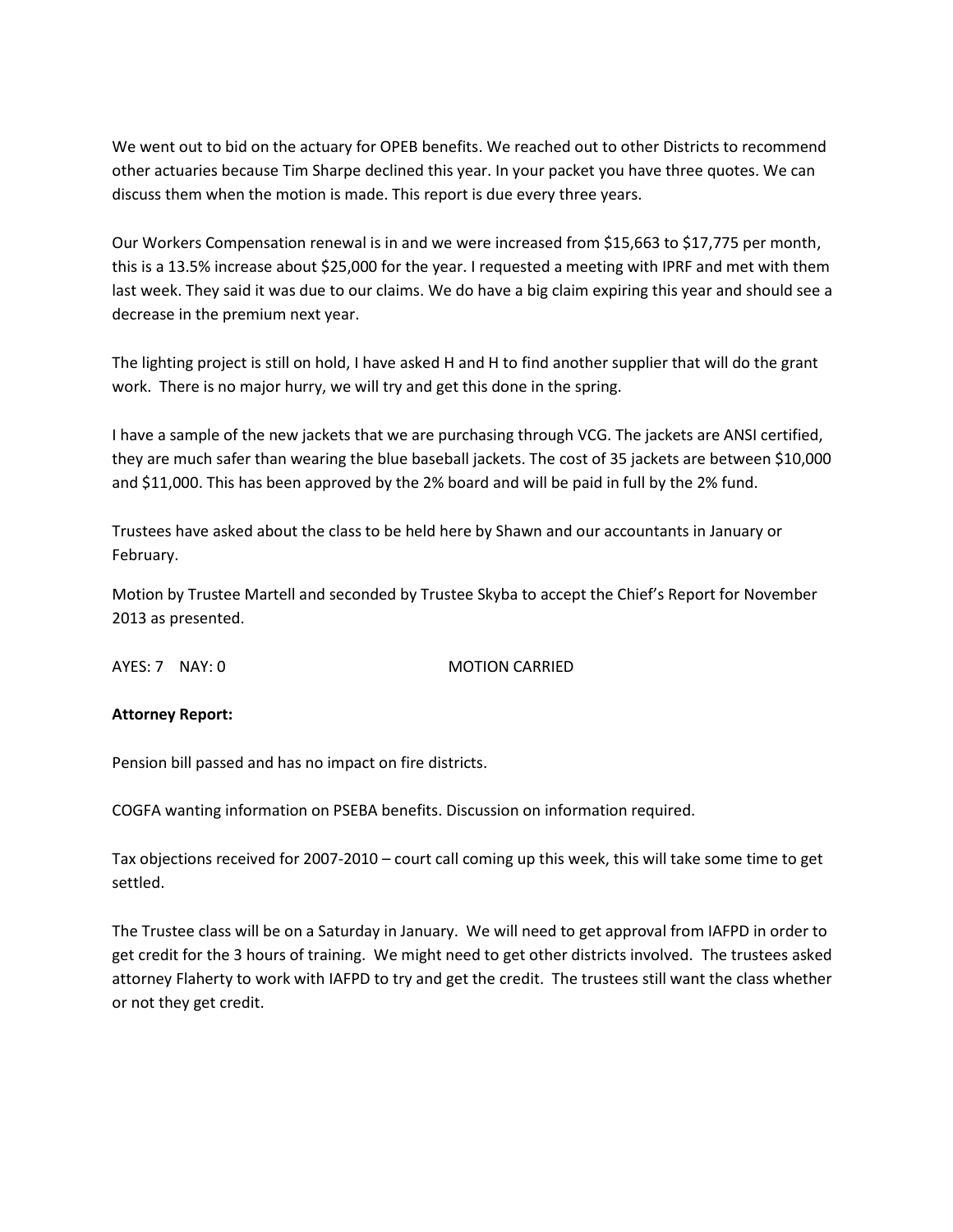We went out to bid on the actuary for OPEB benefits. We reached out to other Districts to recommend other actuaries because Tim Sharpe declined this year. In your packet you have three quotes. We can discuss them when the motion is made. This report is due every three years.

Our Workers Compensation renewal is in and we were increased from $15,663 to $17,775 per month, this is a 13.5% increase about $25,000 for the year. I requested a meeting with IPRF and met with them last week. They said it was due to our claims. We do have a big claim expiring this year and should see a decrease in the premium next year.

The lighting project is still on hold, I have asked H and H to find another supplier that will do the grant work. There is no major hurry, we will try and get this done in the spring.

I have a sample of the new jackets that we are purchasing through VCG. The jackets are ANSI certified, they are much safer than wearing the blue baseball jackets. The cost of 35 jackets are between $10,000 and $11,000. This has been approved by the 2% board and will be paid in full by the 2% fund.

Trustees have asked about the class to be held here by Shawn and our accountants in January or February.

Motion by Trustee Martell and seconded by Trustee Skyba to accept the Chief's Report for November 2013 as presented.

AYES: 7 NAY: 0 MOTION CARRIED

**Attorney Report:**

Pension bill passed and has no impact on fire districts.

COGFA wanting information on PSEBA benefits. Discussion on information required.

Tax objections received for 2007-2010 – court call coming up this week, this will take some time to get settled.

The Trustee class will be on a Saturday in January. We will need to get approval from IAFPD in order to get credit for the 3 hours of training. We might need to get other districts involved. The trustees asked attorney Flaherty to work with IAFPD to try and get the credit. The trustees still want the class whether or not they get credit.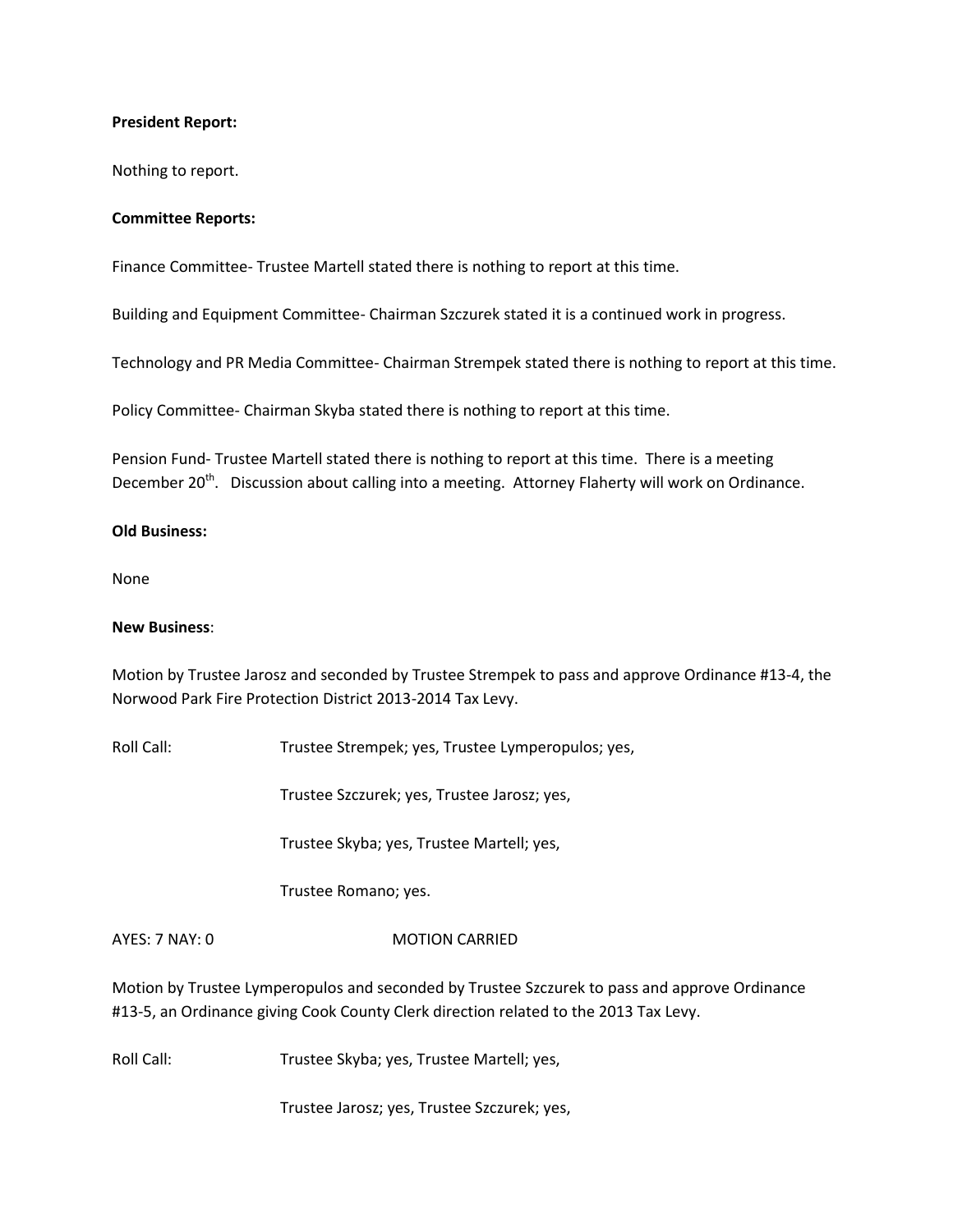**President Report:**

Nothing to report.

**Committee Reports:**

Finance Committee- Trustee Martell stated there is nothing to report at this time.

Building and Equipment Committee- Chairman Szczurek stated it is a continued work in progress.

Technology and PR Media Committee- Chairman Strempek stated there is nothing to report at this time.

Policy Committee- Chairman Skyba stated there is nothing to report at this time.

Pension Fund- Trustee Martell stated there is nothing to report at this time. There is a meeting December 20th. Discussion about calling into a meeting. Attorney Flaherty will work on Ordinance.

**Old Business:**

None

**New Business**:

Motion by Trustee Jarosz and seconded by Trustee Strempek to pass and approve Ordinance #13-4, the Norwood Park Fire Protection District 2013-2014 Tax Levy.

Roll Call: Trustee Strempek; yes, Trustee Lymperopulos; yes,

Trustee Szczurek; yes, Trustee Jarosz; yes,

Trustee Skyba; yes, Trustee Martell; yes,

Trustee Romano; yes.

AYES: 7 NAY: 0 MOTION CARRIED

Motion by Trustee Lymperopulos and seconded by Trustee Szczurek to pass and approve Ordinance #13-5, an Ordinance giving Cook County Clerk direction related to the 2013 Tax Levy.

Roll Call: Trustee Skyba; yes, Trustee Martell; yes,

Trustee Jarosz; yes, Trustee Szczurek; yes,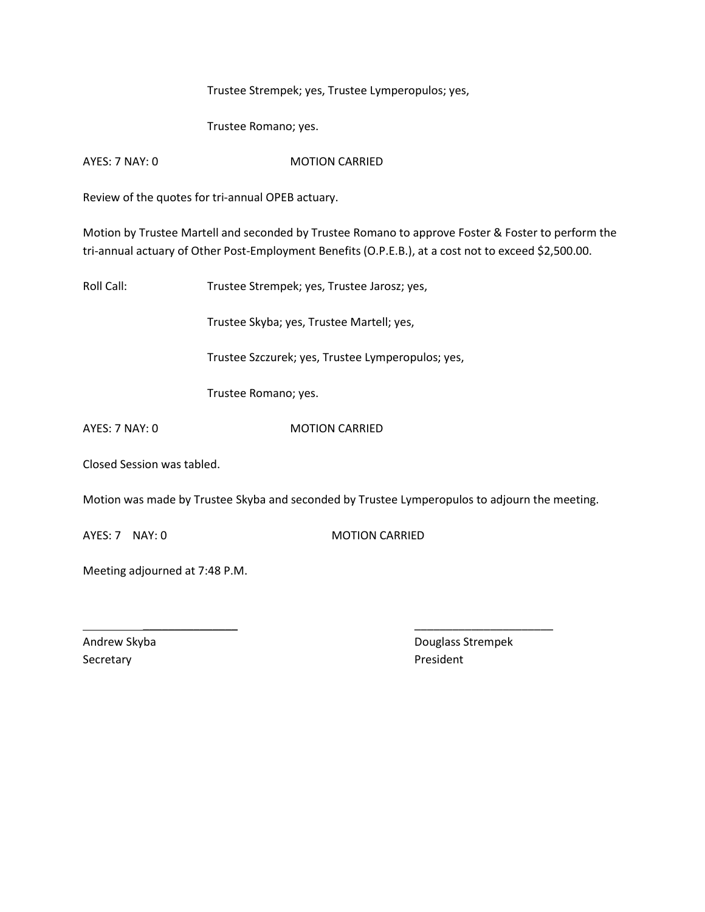Trustee Strempek; yes, Trustee Lymperopulos; yes,

Trustee Romano; yes.

AYES: 7 NAY: 0 MOTION CARRIED

Review of the quotes for tri-annual OPEB actuary.

Motion by Trustee Martell and seconded by Trustee Romano to approve Foster & Foster to perform the tri-annual actuary of Other Post-Employment Benefits (O.P.E.B.), at a cost not to exceed $2,500.00.

Roll Call: Trustee Strempek; yes, Trustee Jarosz; yes,

Trustee Skyba; yes, Trustee Martell; yes,

Trustee Szczurek; yes, Trustee Lymperopulos; yes,

Trustee Romano; yes.

AYES: 7 NAY: 0 MOTION CARRIED

Closed Session was tabled.

Motion was made by Trustee Skyba and seconded by Trustee Lymperopulos to adjourn the meeting.

AYES: 7 NAY: 0 MOTION CARRIED

Meeting adjourned at 7:48 P.M.

\_\_\_\_\_\_\_\_\_\_\_\_\_\_\_\_\_\_\_\_\_\_\_\_ \_\_\_\_\_\_\_\_\_\_\_\_\_\_\_\_\_\_\_\_\_\_\_\_

Andrew Skyba
Secretary

Douglass Strempek
President